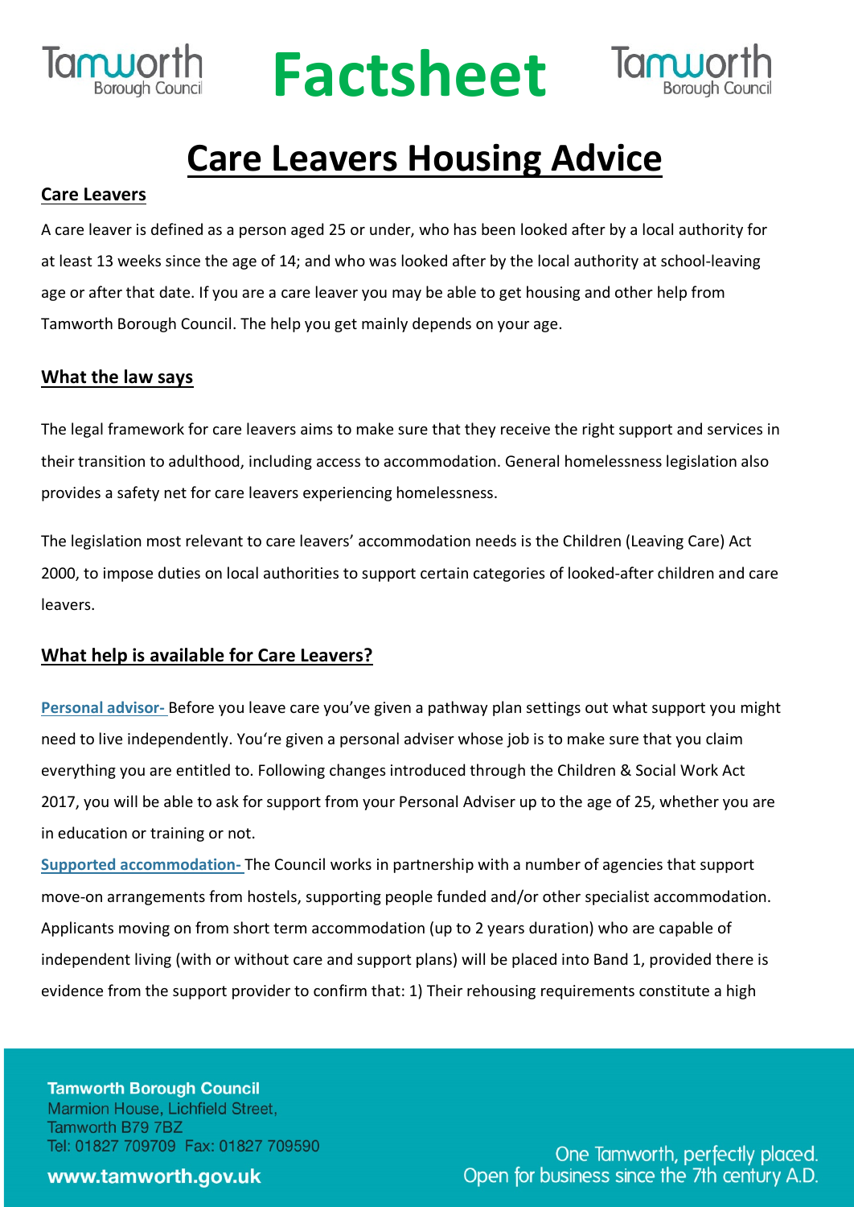# Factsheet

# Care Leavers Housing Advice

## Care Leavers

A care leaver is defined as a person aged 25 or under, who has been looked after by a local authority for at least 13 weeks since the age of 14; and who was looked after by the local authority at school-leaving age or after that date. If you are a care leaver you may be able to get housing and other help from Tamworth Borough Council. The help you get mainly depends on your age.

## What the law says

The legal framework for care leavers aims to make sure that they receive the right support and services in their transition to adulthood, including access to accommodation. General homelessness legislation also provides a safety net for care leavers experiencing homelessness.

The legislation most relevant to care leavers' accommodation needs is the Children (Leaving Care) Act 2000, to impose duties on local authorities to support certain categories of looked-after children and care leavers.

## What help is available for Care Leavers?

**Personal advisor-** Before you leave care you've given a pathway plan settings out what support you might need to live independently. You're given a personal adviser whose job is to make sure that you claim everything you are entitled to. Following changes introduced through the Children & Social Work Act 2017, you will be able to ask for support from your Personal Adviser up to the age of 25, whether you are in education or training or not.

**Supported accommodation-** The Council works in partnership with a number of agencies that support move-on arrangements from hostels, supporting people funded and/or other specialist accommodation. Applicants moving on from short term accommodation (up to 2 years duration) who are capable of independent living (with or without care and support plans) will be placed into Band 1, provided there is evidence from the support provider to confirm that: 1) Their rehousing requirements constitute a high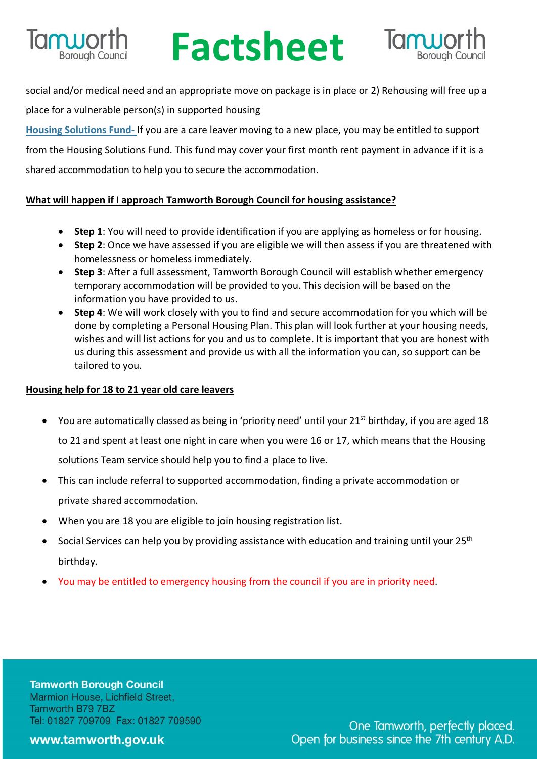social and/or medical need and an appropriate move on package is in place or 2) Rehousing will free up a place for a vulnerable person(s) in supported housing

**Housing Solutions Fund-** If you are a care leaver moving to a new place, you may be entitled to support from the Housing Solutions Fund. This fund may cover your first month rent payment in advance if it is a shared accommodation to help you to secure the accommodation.

**What will happen if I approach Tamworth Borough Council for housing assistance?**

- **Step 1**: You will need to provide identification if you are applying as homeless or for housing.
- **Step 2**: Once we have assessed if you are eligible we will then assess if you are threatened with homelessness or homeless immediately.
- **Step 3**: After a full assessment, Tamworth Borough Council will establish whether emergency temporary accommodation will be provided to you. This decision will be based on the information you have provided to us.
- **Step 4**: We will work closely with you to find and secure accommodation for you which will be done by completing a Personal Housing Plan. This plan will look further at your housing needs, wishes and will list actions for you and us to complete. It is important that you are honest with us during this assessment and provide us with all the information you can, so support can be tailored to you.

**Housing help for 18 to 21 year old care leavers**

- You are automatically classed as being in 'priority need' until your 21st birthday, if you are aged 18 to 21 and spent at least one night in care when you were 16 or 17, which means that the Housing solutions Team service should help you to find a place to live.
- This can include referral to supported accommodation, finding a private accommodation or private shared accommodation.
- When you are 18 you are eligible to join housing registration list.
- Social Services can help you by providing assistance with education and training until your 25th birthday.
- You may be entitled to emergency housing from the council if you are in priority need.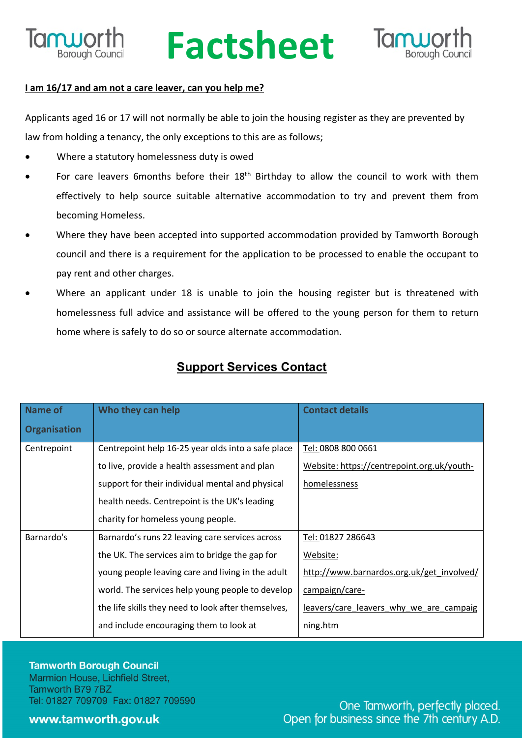**I am 16/17 and am not a care leaver, can you help me?**

Applicants aged 16 or 17 will not normally be able to join the housing register as they are prevented by law from holding a tenancy, the only exceptions to this are as follows;

- Where a statutory homelessness duty is owed
- For care leavers 6months before their 18th Birthday to allow the council to work with them effectively to help source suitable alternative accommodation to try and prevent them from becoming Homeless.
- Where they have been accepted into supported accommodation provided by Tamworth Borough council and there is a requirement for the application to be processed to enable the occupant to pay rent and other charges.
- Where an applicant under 18 is unable to join the housing register but is threatened with homelessness full advice and assistance will be offered to the young person for them to return home where is safely to do so or source alternate accommodation.

## Support Services Contact

| Name of Organisation | Who they can help | Contact details |
|---|---|---|
| Centrepoint | Centrepoint help 16-25 year olds into a safe place to live, provide a health assessment and plan support for their individual mental and physical health needs. Centrepoint is the UK's leading charity for homeless young people. | Tel: 0808 800 0661<br>Website: https://centrepoint.org.uk/youth-homelessness |
| Barnardo's | Barnardo's runs 22 leaving care services across the UK. The services aim to bridge the gap for young people leaving care and living in the adult world. The services help young people to develop the life skills they need to look after themselves, and include encouraging them to look at | Tel: 01827 286643<br>Website: http://www.barnardos.org.uk/get_involved/campaign/care-leavers/care_leavers_why_we_are_campaigning.htm |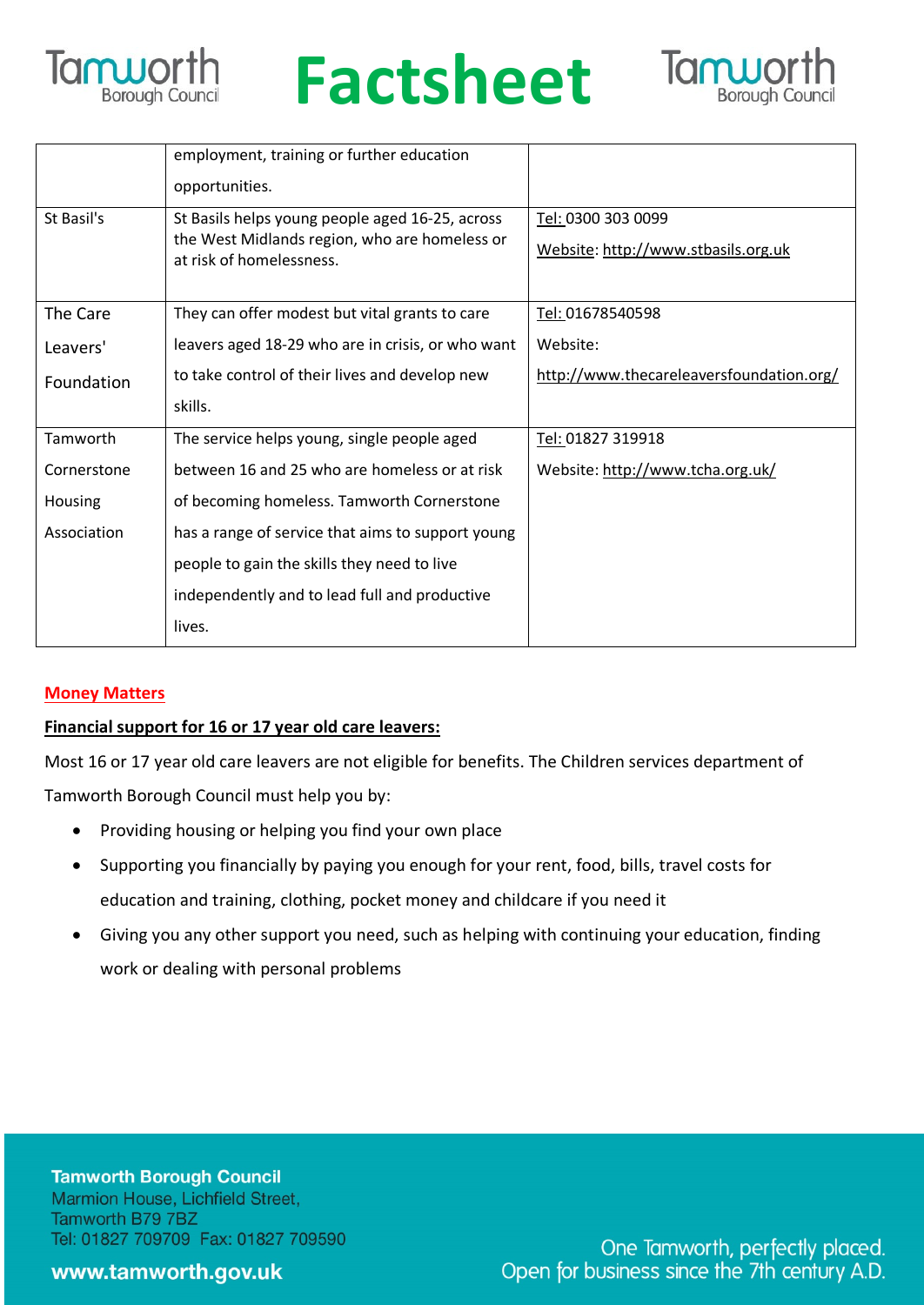| | | |
|---|---|---|
| | employment, training or further education opportunities. | |
| St Basil's | St Basils helps young people aged 16-25, across the West Midlands region, who are homeless or at risk of homelessness. | Tel: 0300 303 0099<br>Website: http://www.stbasils.org.uk |
| The Care Leavers' Foundation | They can offer modest but vital grants to care leavers aged 18-29 who are in crisis, or who want to take control of their lives and develop new skills. | Tel: 01678540598<br>Website: http://www.thecareleaversfoundation.org/ |
| Tamworth Cornerstone Housing Association | The service helps young, single people aged between 16 and 25 who are homeless or at risk of becoming homeless. Tamworth Cornerstone has a range of service that aims to support young people to gain the skills they need to live independently and to lead full and productive lives. | Tel: 01827 319918<br>Website: http://www.tcha.org.uk/ |

## Money Matters

**Financial support for 16 or 17 year old care leavers:**

Most 16 or 17 year old care leavers are not eligible for benefits. The Children services department of Tamworth Borough Council must help you by:

- Providing housing or helping you find your own place
- Supporting you financially by paying you enough for your rent, food, bills, travel costs for education and training, clothing, pocket money and childcare if you need it
- Giving you any other support you need, such as helping with continuing your education, finding work or dealing with personal problems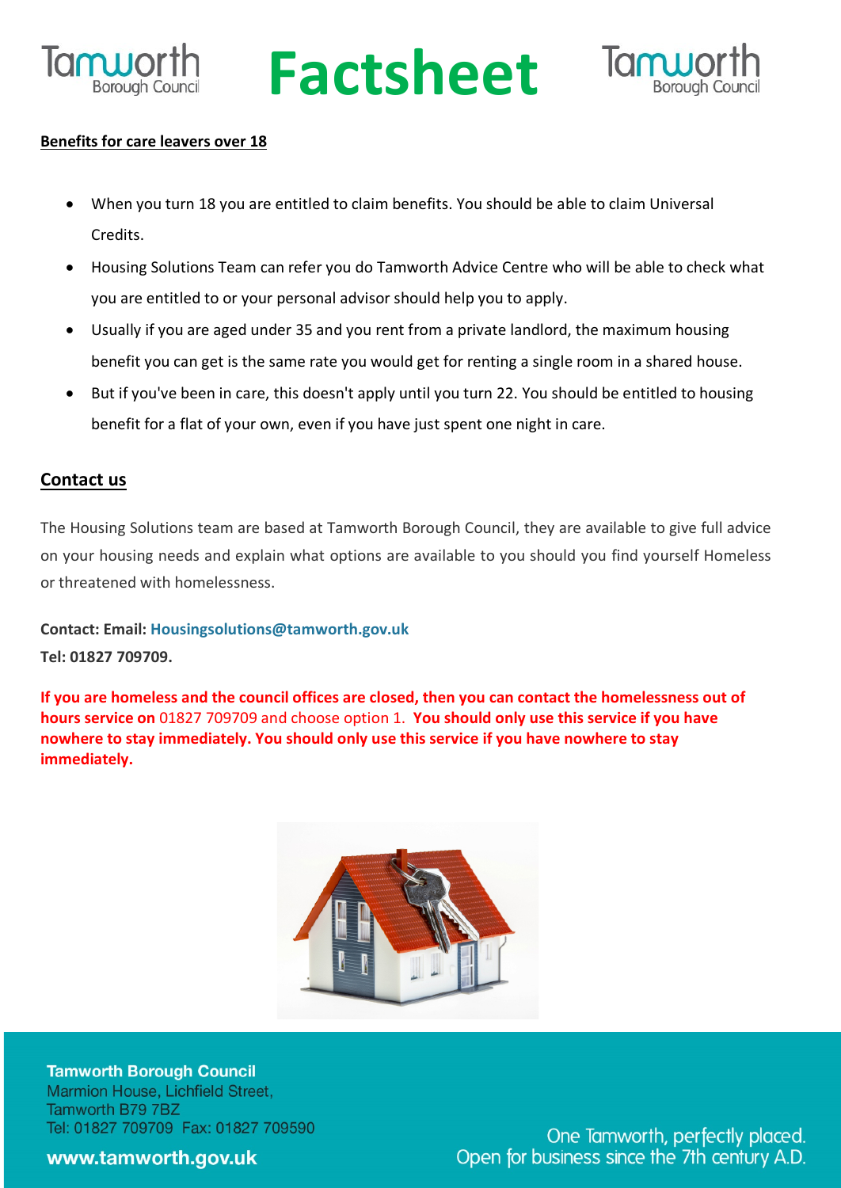# Factsheet

**Benefits for care leavers over 18**

- When you turn 18 you are entitled to claim benefits. You should be able to claim Universal Credits.
- Housing Solutions Team can refer you do Tamworth Advice Centre who will be able to check what you are entitled to or your personal advisor should help you to apply.
- Usually if you are aged under 35 and you rent from a private landlord, the maximum housing benefit you can get is the same rate you would get for renting a single room in a shared house.
- But if you've been in care, this doesn't apply until you turn 22. You should be entitled to housing benefit for a flat of your own, even if you have just spent one night in care.

## Contact us

The Housing Solutions team are based at Tamworth Borough Council, they are available to give full advice on your housing needs and explain what options are available to you should you find yourself Homeless or threatened with homelessness.

**Contact: Email: Housingsolutions@tamworth.gov.uk**
**Tel: 01827 709709.**

**If you are homeless and the council offices are closed, then you can contact the homelessness out of hours service on** 01827 709709 and choose option 1. **You should only use this service if you have nowhere to stay immediately. You should only use this service if you have nowhere to stay immediately.**

**Tamworth Borough Council**
Marmion House, Lichfield Street,
Tamworth B79 7BZ
Tel: 01827 709709 Fax: 01827 709590

**www.tamworth.gov.uk**

One Tamworth, perfectly placed.
Open for business since the 7th century A.D.